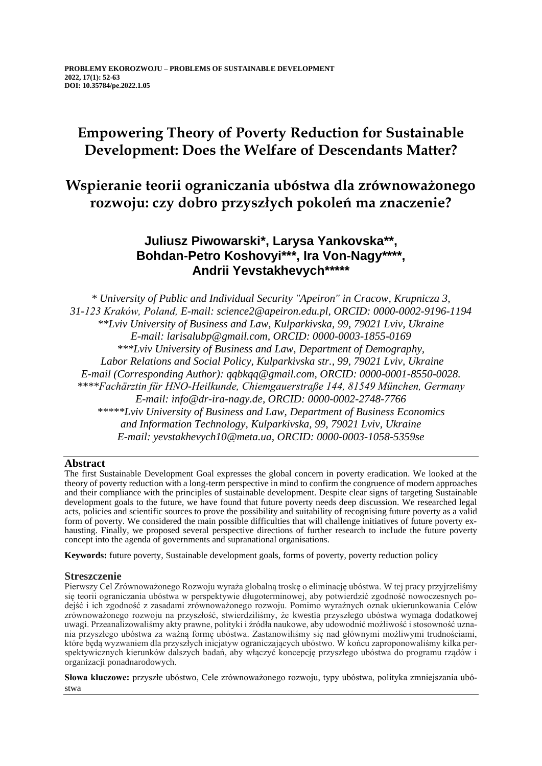**PROBLEMY EKOROZWOJU – PROBLEMS OF SUSTAINABLE DEVELOPMENT**
**2022, 17(1): 52-63**
**DOI: 10.35784/pe.2022.1.05**

# Empowering Theory of Poverty Reduction for Sustainable Development: Does the Welfare of Descendants Matter?

# Wspieranie teorii ograniczania ubóstwa dla zrównoważonego rozwoju: czy dobro przyszłych pokoleń ma znaczenie?

**Juliusz Piwowarski*, Larysa Yankovska**, Bohdan-Petro Koshovyi***, Ira Von-Nagy****, Andrii Yevstakhevych*****

*\* University of Public and Individual Security "Apeiron" in Cracow, Krupnicza 3, 31-123 Kraków, Poland, E-mail: science2@apeiron.edu.pl, ORCID: 0000-0002-9196-1194*
*\*\*Lviv University of Business and Law, Kulparkivska, 99, 79021 Lviv, Ukraine E-mail: larisalubp@gmail.com, ORCID: 0000-0003-1855-0169*
*\*\*\*Lviv University of Business and Law, Department of Demography, Labor Relations and Social Policy, Kulparkivska str., 99, 79021 Lviv, Ukraine E-mail (Corresponding Author): qqbkqq@gmail.com, ORCID: 0000-0001-8550-0028.*
*\*\*\*\*Fachärztin für HNO-Heilkunde, Chiemgauerstraße 144, 81549 München, Germany E-mail: info@dr-ira-nagy.de, ORCID: 0000-0002-2748-7766*
*\*\*\*\*\*Lviv University of Business and Law, Department of Business Economics and Information Technology, Kulparkivska, 99, 79021 Lviv, Ukraine E-mail: yevstakhevych10@meta.ua, ORCID: 0000-0003-1058-5359se*

## Abstract

The first Sustainable Development Goal expresses the global concern in poverty eradication. We looked at the theory of poverty reduction with a long-term perspective in mind to confirm the congruence of modern approaches and their compliance with the principles of sustainable development. Despite clear signs of targeting Sustainable development goals to the future, we have found that future poverty needs deep discussion. We researched legal acts, policies and scientific sources to prove the possibility and suitability of recognising future poverty as a valid form of poverty. We considered the main possible difficulties that will challenge initiatives of future poverty exhausting. Finally, we proposed several perspective directions of further research to include the future poverty concept into the agenda of governments and supranational organisations.

**Keywords:** future poverty, Sustainable development goals, forms of poverty, poverty reduction policy

## Streszczenie

Pierwszy Cel Zrównoważonego Rozwoju wyraża globalną troskę o eliminację ubóstwa. W tej pracy przyjrzeliśmy się teorii ograniczania ubóstwa w perspektywie długoterminowej, aby potwierdzić zgodność nowoczesnych podejść i ich zgodność z zasadami zrównoważonego rozwoju. Pomimo wyraźnych oznak ukierunkowania Celów zrównoważonego rozwoju na przyszłość, stwierdziliśmy, że kwestia przyszłego ubóstwa wymaga dodatkowej uwagi. Przeanalizowaliśmy akty prawne, polityki i źródła naukowe, aby udowodnić możliwość i stosowność uznania przyszłego ubóstwa za ważną formę ubóstwa. Zastanowiliśmy się nad głównymi możliwymi trudnościami, które będą wyzwaniem dla przyszłych inicjatyw ograniczających ubóstwo. W końcu zaproponowaliśmy kilka perspektywicznych kierunków dalszych badań, aby włączyć koncepcję przyszłego ubóstwa do programu rządów i organizacji ponadnarodowych.

**Słowa kluczowe:** przyszłe ubóstwo, Cele zrównoważonego rozwoju, typy ubóstwa, polityka zmniejszania ubóstwa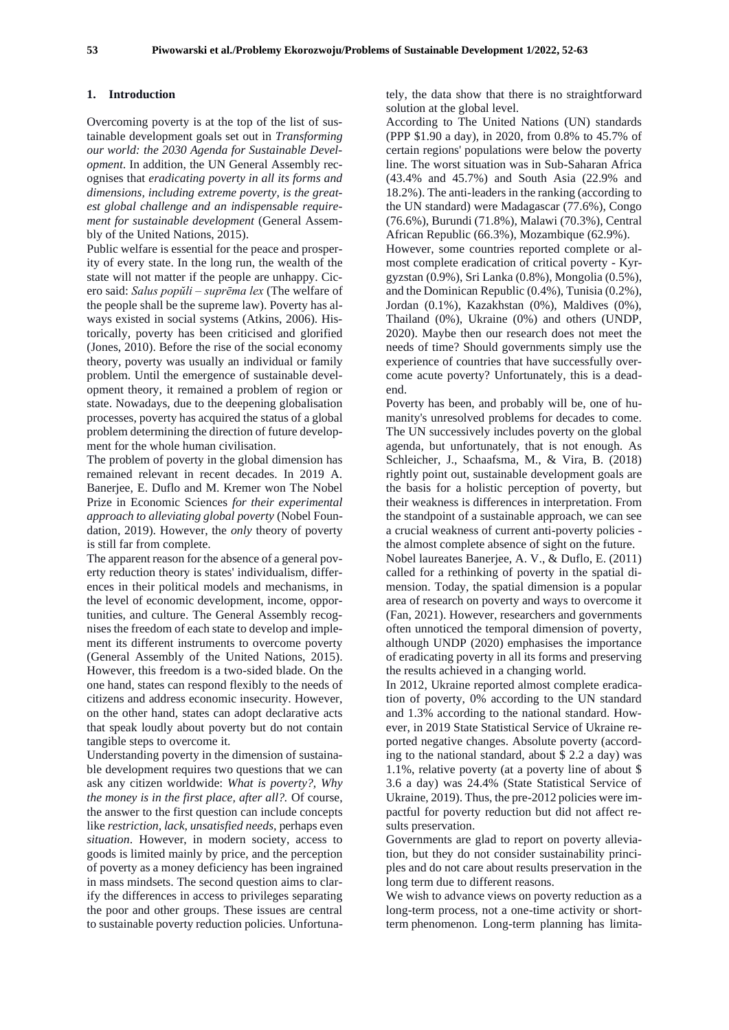## 1. Introduction

Overcoming poverty is at the top of the list of sustainable development goals set out in *Transforming our world: the 2030 Agenda for Sustainable Development*. In addition, the UN General Assembly recognises that *eradicating poverty in all its forms and dimensions, including extreme poverty, is the greatest global challenge and an indispensable requirement for sustainable development* (General Assembly of the United Nations, 2015).

Public welfare is essential for the peace and prosperity of every state. In the long run, the wealth of the state will not matter if the people are unhappy. Cicero said: *Salus popŭli – suprēma lex* (The welfare of the people shall be the supreme law). Poverty has always existed in social systems (Atkins, 2006). Historically, poverty has been criticised and glorified (Jones, 2010). Before the rise of the social economy theory, poverty was usually an individual or family problem. Until the emergence of sustainable development theory, it remained a problem of region or state. Nowadays, due to the deepening globalisation processes, poverty has acquired the status of a global problem determining the direction of future development for the whole human civilisation.

The problem of poverty in the global dimension has remained relevant in recent decades. In 2019 A. Banerjee, E. Duflo and M. Kremer won The Nobel Prize in Economic Sciences *for their experimental approach to alleviating global poverty* (Nobel Foundation, 2019). However, the *only* theory of poverty is still far from complete.

The apparent reason for the absence of a general poverty reduction theory is states' individualism, differences in their political models and mechanisms, in the level of economic development, income, opportunities, and culture. The General Assembly recognises the freedom of each state to develop and implement its different instruments to overcome poverty (General Assembly of the United Nations, 2015). However, this freedom is a two-sided blade. On the one hand, states can respond flexibly to the needs of citizens and address economic insecurity. However, on the other hand, states can adopt declarative acts that speak loudly about poverty but do not contain tangible steps to overcome it.

Understanding poverty in the dimension of sustainable development requires two questions that we can ask any citizen worldwide: *What is poverty?, Why the money is in the first place, after all?.* Of course, the answer to the first question can include concepts like *restriction, lack, unsatisfied needs*, perhaps even *situation*. However, in modern society, access to goods is limited mainly by price, and the perception of poverty as a money deficiency has been ingrained in mass mindsets. The second question aims to clarify the differences in access to privileges separating the poor and other groups. These issues are central to sustainable poverty reduction policies. Unfortunately, the data show that there is no straightforward solution at the global level.

According to The United Nations (UN) standards (PPP \$1.90 a day), in 2020, from 0.8% to 45.7% of certain regions' populations were below the poverty line. The worst situation was in Sub-Saharan Africa (43.4% and 45.7%) and South Asia (22.9% and 18.2%). The anti-leaders in the ranking (according to the UN standard) were Madagascar (77.6%), Congo (76.6%), Burundi (71.8%), Malawi (70.3%), Central African Republic (66.3%), Mozambique (62.9%).

However, some countries reported complete or almost complete eradication of critical poverty - Kyrgyzstan (0.9%), Sri Lanka (0.8%), Mongolia (0.5%), and the Dominican Republic (0.4%), Tunisia (0.2%), Jordan (0.1%), Kazakhstan (0%), Maldives (0%), Thailand (0%), Ukraine (0%) and others (UNDP, 2020). Maybe then our research does not meet the needs of time? Should governments simply use the experience of countries that have successfully overcome acute poverty? Unfortunately, this is a dead-end.

Poverty has been, and probably will be, one of humanity's unresolved problems for decades to come. The UN successively includes poverty on the global agenda, but unfortunately, that is not enough. As Schleicher, J., Schaafsma, M., & Vira, B. (2018) rightly point out, sustainable development goals are the basis for a holistic perception of poverty, but their weakness is differences in interpretation. From the standpoint of a sustainable approach, we can see a crucial weakness of current anti-poverty policies - the almost complete absence of sight on the future.

Nobel laureates Banerjee, A. V., & Duflo, E. (2011) called for a rethinking of poverty in the spatial dimension. Today, the spatial dimension is a popular area of research on poverty and ways to overcome it (Fan, 2021). However, researchers and governments often unnoticed the temporal dimension of poverty, although UNDP (2020) emphasises the importance of eradicating poverty in all its forms and preserving the results achieved in a changing world.

In 2012, Ukraine reported almost complete eradication of poverty, 0% according to the UN standard and 1.3% according to the national standard. However, in 2019 State Statistical Service of Ukraine reported negative changes. Absolute poverty (according to the national standard, about \$ 2.2 a day) was 1.1%, relative poverty (at a poverty line of about \$ 3.6 a day) was 24.4% (State Statistical Service of Ukraine, 2019). Thus, the pre-2012 policies were impactful for poverty reduction but did not affect results preservation.

Governments are glad to report on poverty alleviation, but they do not consider sustainability principles and do not care about results preservation in the long term due to different reasons.

We wish to advance views on poverty reduction as a long-term process, not a one-time activity or short-term phenomenon. Long-term planning has limita-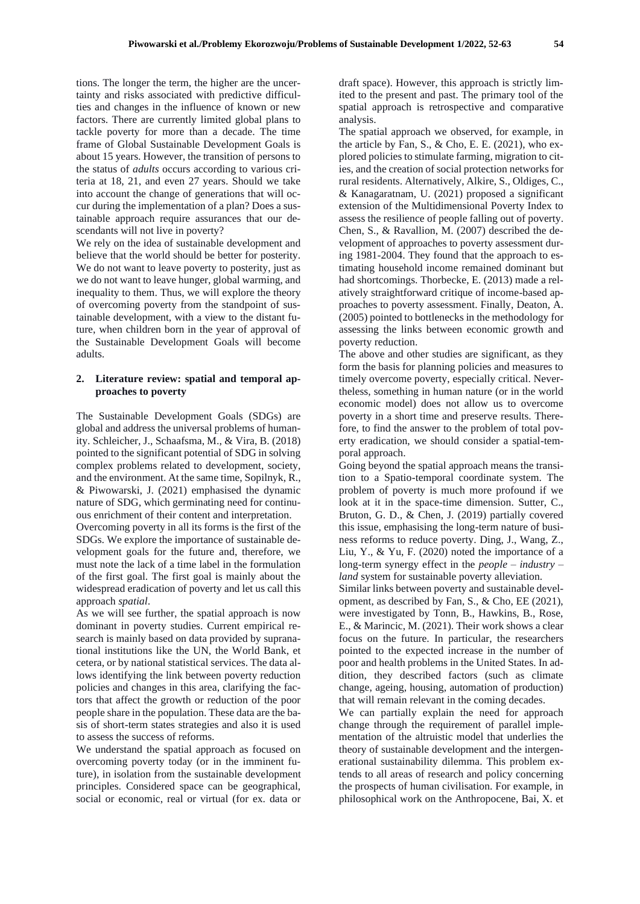tions. The longer the term, the higher are the uncertainty and risks associated with predictive difficulties and changes in the influence of known or new factors. There are currently limited global plans to tackle poverty for more than a decade. The time frame of Global Sustainable Development Goals is about 15 years. However, the transition of persons to the status of *adults* occurs according to various criteria at 18, 21, and even 27 years. Should we take into account the change of generations that will occur during the implementation of a plan? Does a sustainable approach require assurances that our descendants will not live in poverty?

We rely on the idea of sustainable development and believe that the world should be better for posterity. We do not want to leave poverty to posterity, just as we do not want to leave hunger, global warming, and inequality to them. Thus, we will explore the theory of overcoming poverty from the standpoint of sustainable development, with a view to the distant future, when children born in the year of approval of the Sustainable Development Goals will become adults.

## 2. Literature review: spatial and temporal approaches to poverty

The Sustainable Development Goals (SDGs) are global and address the universal problems of humanity. Schleicher, J., Schaafsma, M., & Vira, B. (2018) pointed to the significant potential of SDG in solving complex problems related to development, society, and the environment. At the same time, Sopilnyk, R., & Piwowarski, J. (2021) emphasised the dynamic nature of SDG, which germinating need for continuous enrichment of their content and interpretation.

Overcoming poverty in all its forms is the first of the SDGs. We explore the importance of sustainable development goals for the future and, therefore, we must note the lack of a time label in the formulation of the first goal. The first goal is mainly about the widespread eradication of poverty and let us call this approach *spatial*.

As we will see further, the spatial approach is now dominant in poverty studies. Current empirical research is mainly based on data provided by supranational institutions like the UN, the World Bank, et cetera, or by national statistical services. The data allows identifying the link between poverty reduction policies and changes in this area, clarifying the factors that affect the growth or reduction of the poor people share in the population. These data are the basis of short-term states strategies and also it is used to assess the success of reforms.

We understand the spatial approach as focused on overcoming poverty today (or in the imminent future), in isolation from the sustainable development principles. Considered space can be geographical, social or economic, real or virtual (for ex. data or draft space). However, this approach is strictly limited to the present and past. The primary tool of the spatial approach is retrospective and comparative analysis.

The spatial approach we observed, for example, in the article by Fan, S., & Cho, E. E. (2021), who explored policies to stimulate farming, migration to cities, and the creation of social protection networks for rural residents. Alternatively, Alkire, S., Oldiges, C., & Kanagaratnam, U. (2021) proposed a significant extension of the Multidimensional Poverty Index to assess the resilience of people falling out of poverty. Chen, S., & Ravallion, M. (2007) described the development of approaches to poverty assessment during 1981-2004. They found that the approach to estimating household income remained dominant but had shortcomings. Thorbecke, E. (2013) made a relatively straightforward critique of income-based approaches to poverty assessment. Finally, Deaton, A. (2005) pointed to bottlenecks in the methodology for assessing the links between economic growth and poverty reduction.

The above and other studies are significant, as they form the basis for planning policies and measures to timely overcome poverty, especially critical. Nevertheless, something in human nature (or in the world economic model) does not allow us to overcome poverty in a short time and preserve results. Therefore, to find the answer to the problem of total poverty eradication, we should consider a spatial-temporal approach.

Going beyond the spatial approach means the transition to a Spatio-temporal coordinate system. The problem of poverty is much more profound if we look at it in the space-time dimension. Sutter, C., Bruton, G. D., & Chen, J. (2019) partially covered this issue, emphasising the long-term nature of business reforms to reduce poverty. Ding, J., Wang, Z., Liu, Y., & Yu, F. (2020) noted the importance of a long-term synergy effect in the *people – industry – land* system for sustainable poverty alleviation.

Similar links between poverty and sustainable development, as described by Fan, S., & Cho, EE (2021), were investigated by Tonn, B., Hawkins, B., Rose, E., & Marincic, M. (2021). Their work shows a clear focus on the future. In particular, the researchers pointed to the expected increase in the number of poor and health problems in the United States. In addition, they described factors (such as climate change, ageing, housing, automation of production) that will remain relevant in the coming decades.

We can partially explain the need for approach change through the requirement of parallel implementation of the altruistic model that underlies the theory of sustainable development and the intergenerational sustainability dilemma. This problem extends to all areas of research and policy concerning the prospects of human civilisation. For example, in philosophical work on the Anthropocene, Bai, X. et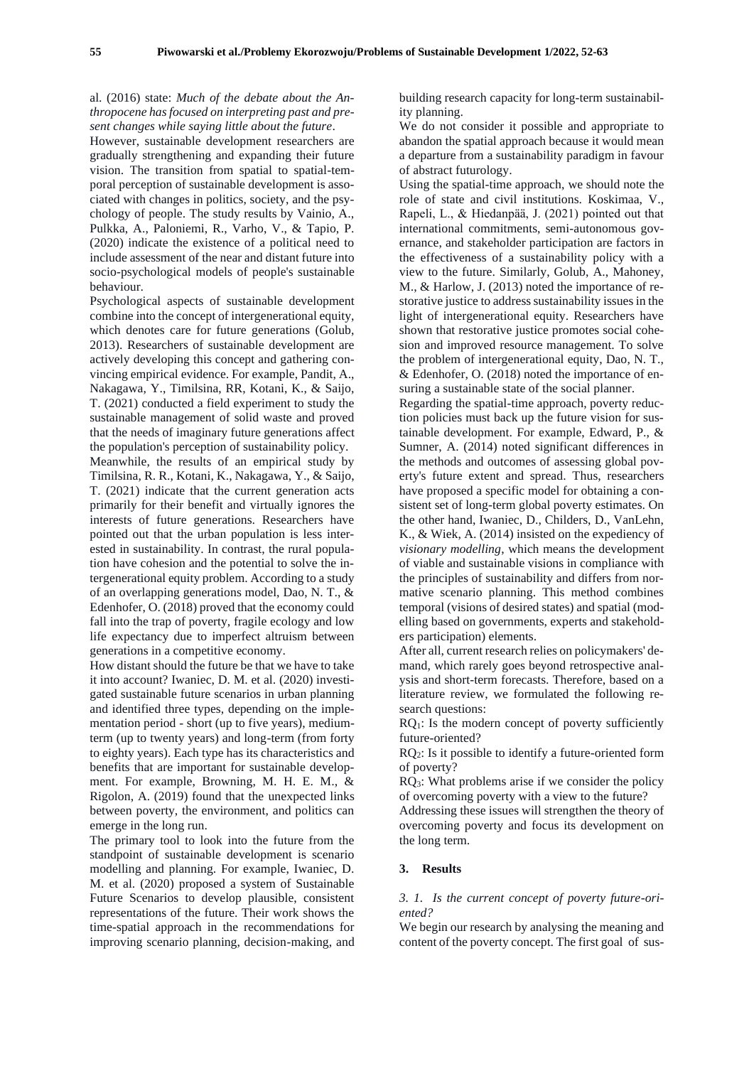al. (2016) state: *Much of the debate about the Anthropocene has focused on interpreting past and present changes while saying little about the future*.

However, sustainable development researchers are gradually strengthening and expanding their future vision. The transition from spatial to spatial-temporal perception of sustainable development is associated with changes in politics, society, and the psychology of people. The study results by Vainio, A., Pulkka, A., Paloniemi, R., Varho, V., & Tapio, P. (2020) indicate the existence of a political need to include assessment of the near and distant future into socio-psychological models of people's sustainable behaviour.

Psychological aspects of sustainable development combine into the concept of intergenerational equity, which denotes care for future generations (Golub, 2013). Researchers of sustainable development are actively developing this concept and gathering convincing empirical evidence. For example, Pandit, A., Nakagawa, Y., Timilsina, RR, Kotani, K., & Saijo, T. (2021) conducted a field experiment to study the sustainable management of solid waste and proved that the needs of imaginary future generations affect the population's perception of sustainability policy.

Meanwhile, the results of an empirical study by Timilsina, R. R., Kotani, K., Nakagawa, Y., & Saijo, T. (2021) indicate that the current generation acts primarily for their benefit and virtually ignores the interests of future generations. Researchers have pointed out that the urban population is less interested in sustainability. In contrast, the rural population have cohesion and the potential to solve the intergenerational equity problem. According to a study of an overlapping generations model, Dao, N. T., & Edenhofer, O. (2018) proved that the economy could fall into the trap of poverty, fragile ecology and low life expectancy due to imperfect altruism between generations in a competitive economy.

How distant should the future be that we have to take it into account? Iwaniec, D. M. et al. (2020) investigated sustainable future scenarios in urban planning and identified three types, depending on the implementation period - short (up to five years), medium-term (up to twenty years) and long-term (from forty to eighty years). Each type has its characteristics and benefits that are important for sustainable development. For example, Browning, M. H. E. M., & Rigolon, A. (2019) found that the unexpected links between poverty, the environment, and politics can emerge in the long run.

The primary tool to look into the future from the standpoint of sustainable development is scenario modelling and planning. For example, Iwaniec, D. M. et al. (2020) proposed a system of Sustainable Future Scenarios to develop plausible, consistent representations of the future. Their work shows the time-spatial approach in the recommendations for improving scenario planning, decision-making, and building research capacity for long-term sustainability planning.

We do not consider it possible and appropriate to abandon the spatial approach because it would mean a departure from a sustainability paradigm in favour of abstract futurology.

Using the spatial-time approach, we should note the role of state and civil institutions. Koskimaa, V., Rapeli, L., & Hiedanpää, J. (2021) pointed out that international commitments, semi-autonomous governance, and stakeholder participation are factors in the effectiveness of a sustainability policy with a view to the future. Similarly, Golub, A., Mahoney, M., & Harlow, J. (2013) noted the importance of restorative justice to address sustainability issues in the light of intergenerational equity. Researchers have shown that restorative justice promotes social cohesion and improved resource management. To solve the problem of intergenerational equity, Dao, N. T., & Edenhofer, O. (2018) noted the importance of ensuring a sustainable state of the social planner.

Regarding the spatial-time approach, poverty reduction policies must back up the future vision for sustainable development. For example, Edward, P., & Sumner, A. (2014) noted significant differences in the methods and outcomes of assessing global poverty's future extent and spread. Thus, researchers have proposed a specific model for obtaining a consistent set of long-term global poverty estimates. On the other hand, Iwaniec, D., Childers, D., VanLehn, K., & Wiek, A. (2014) insisted on the expediency of *visionary modelling*, which means the development of viable and sustainable visions in compliance with the principles of sustainability and differs from normative scenario planning. This method combines temporal (visions of desired states) and spatial (modelling based on governments, experts and stakeholders participation) elements.

After all, current research relies on policymakers' demand, which rarely goes beyond retrospective analysis and short-term forecasts. Therefore, based on a literature review, we formulated the following research questions:

$RQ_1$: Is the modern concept of poverty sufficiently future-oriented?

$RQ_2$: Is it possible to identify a future-oriented form of poverty?

$RQ_3$: What problems arise if we consider the policy of overcoming poverty with a view to the future?

Addressing these issues will strengthen the theory of overcoming poverty and focus its development on the long term.

## 3. Results

### *3. 1. Is the current concept of poverty future-oriented?*

We begin our research by analysing the meaning and content of the poverty concept. The first goal of sus-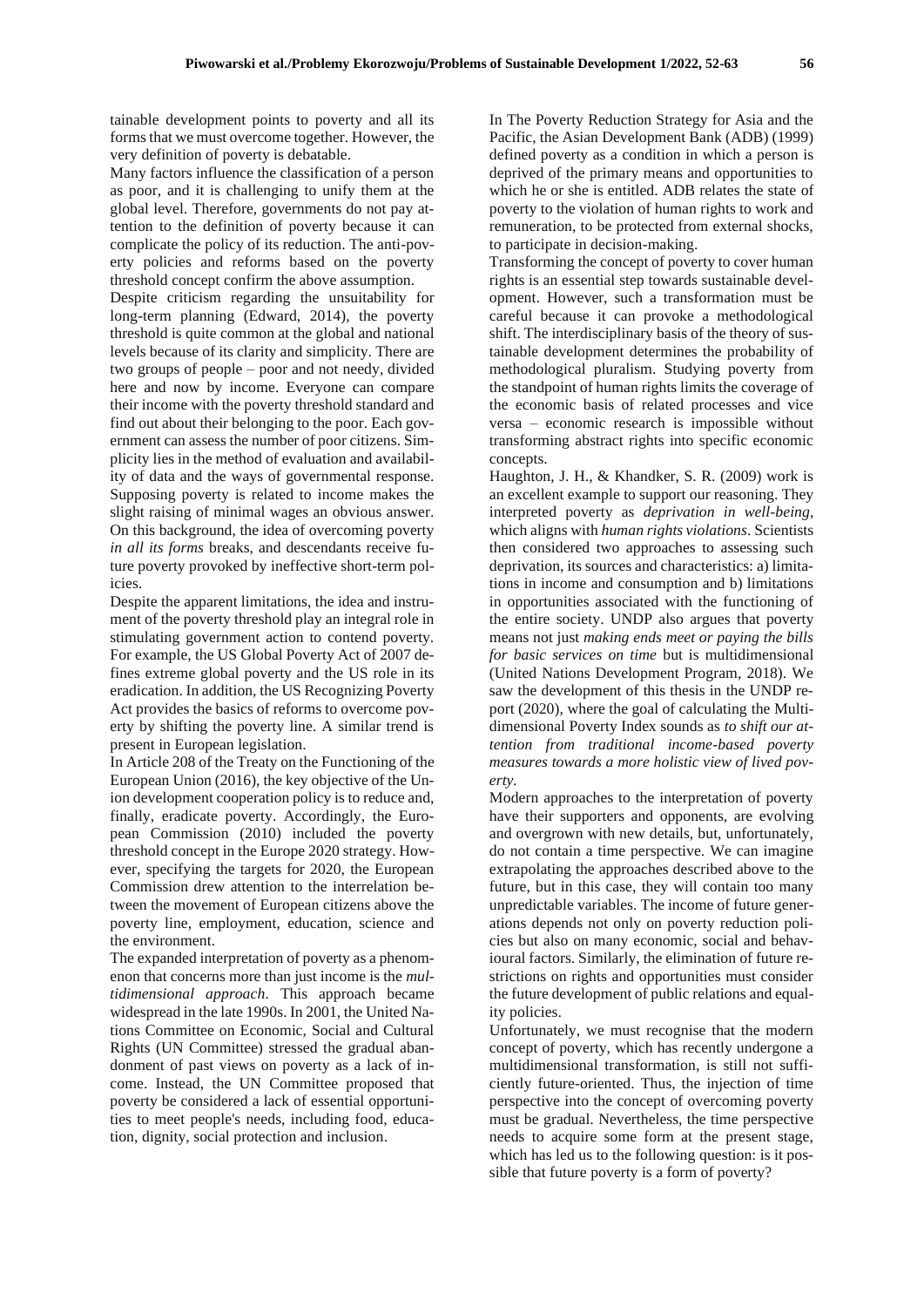tainable development points to poverty and all its forms that we must overcome together. However, the very definition of poverty is debatable.

Many factors influence the classification of a person as poor, and it is challenging to unify them at the global level. Therefore, governments do not pay attention to the definition of poverty because it can complicate the policy of its reduction. The anti-poverty policies and reforms based on the poverty threshold concept confirm the above assumption.

Despite criticism regarding the unsuitability for long-term planning (Edward, 2014), the poverty threshold is quite common at the global and national levels because of its clarity and simplicity. There are two groups of people – poor and not needy, divided here and now by income. Everyone can compare their income with the poverty threshold standard and find out about their belonging to the poor. Each government can assess the number of poor citizens. Simplicity lies in the method of evaluation and availability of data and the ways of governmental response. Supposing poverty is related to income makes the slight raising of minimal wages an obvious answer. On this background, the idea of overcoming poverty *in all its forms* breaks, and descendants receive future poverty provoked by ineffective short-term policies.

Despite the apparent limitations, the idea and instrument of the poverty threshold play an integral role in stimulating government action to contend poverty. For example, the US Global Poverty Act of 2007 defines extreme global poverty and the US role in its eradication. In addition, the US Recognizing Poverty Act provides the basics of reforms to overcome poverty by shifting the poverty line. A similar trend is present in European legislation.

In Article 208 of the Treaty on the Functioning of the European Union (2016), the key objective of the Union development cooperation policy is to reduce and, finally, eradicate poverty. Accordingly, the European Commission (2010) included the poverty threshold concept in the Europe 2020 strategy. However, specifying the targets for 2020, the European Commission drew attention to the interrelation between the movement of European citizens above the poverty line, employment, education, science and the environment.

The expanded interpretation of poverty as a phenomenon that concerns more than just income is the *multidimensional approach*. This approach became widespread in the late 1990s. In 2001, the United Nations Committee on Economic, Social and Cultural Rights (UN Committee) stressed the gradual abandonment of past views on poverty as a lack of income. Instead, the UN Committee proposed that poverty be considered a lack of essential opportunities to meet people's needs, including food, education, dignity, social protection and inclusion.

In The Poverty Reduction Strategy for Asia and the Pacific, the Asian Development Bank (ADB) (1999) defined poverty as a condition in which a person is deprived of the primary means and opportunities to which he or she is entitled. ADB relates the state of poverty to the violation of human rights to work and remuneration, to be protected from external shocks, to participate in decision-making.

Transforming the concept of poverty to cover human rights is an essential step towards sustainable development. However, such a transformation must be careful because it can provoke a methodological shift. The interdisciplinary basis of the theory of sustainable development determines the probability of methodological pluralism. Studying poverty from the standpoint of human rights limits the coverage of the economic basis of related processes and vice versa – economic research is impossible without transforming abstract rights into specific economic concepts.

Haughton, J. H., & Khandker, S. R. (2009) work is an excellent example to support our reasoning. They interpreted poverty as *deprivation in well-being*, which aligns with *human rights violations*. Scientists then considered two approaches to assessing such deprivation, its sources and characteristics: a) limitations in income and consumption and b) limitations in opportunities associated with the functioning of the entire society. UNDP also argues that poverty means not just *making ends meet or paying the bills for basic services on time* but is multidimensional (United Nations Development Program, 2018). We saw the development of this thesis in the UNDP report (2020), where the goal of calculating the Multidimensional Poverty Index sounds as *to shift our attention from traditional income-based poverty measures towards a more holistic view of lived poverty.*

Modern approaches to the interpretation of poverty have their supporters and opponents, are evolving and overgrown with new details, but, unfortunately, do not contain a time perspective. We can imagine extrapolating the approaches described above to the future, but in this case, they will contain too many unpredictable variables. The income of future generations depends not only on poverty reduction policies but also on many economic, social and behavioural factors. Similarly, the elimination of future restrictions on rights and opportunities must consider the future development of public relations and equality policies.

Unfortunately, we must recognise that the modern concept of poverty, which has recently undergone a multidimensional transformation, is still not sufficiently future-oriented. Thus, the injection of time perspective into the concept of overcoming poverty must be gradual. Nevertheless, the time perspective needs to acquire some form at the present stage, which has led us to the following question: is it possible that future poverty is a form of poverty?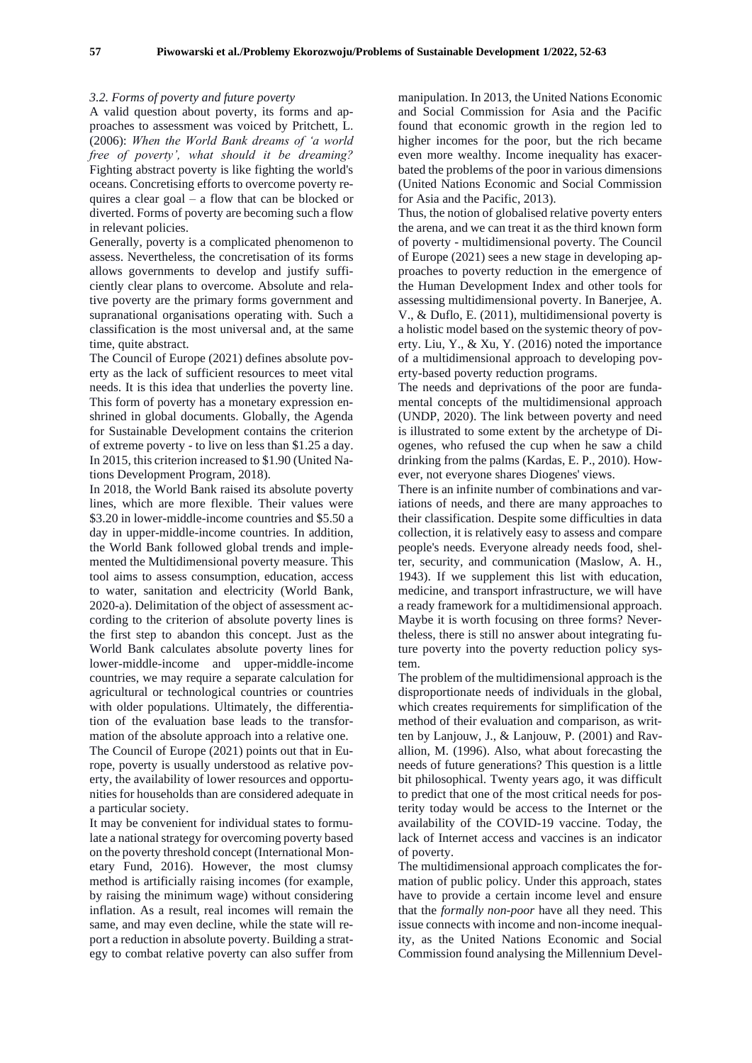### *3.2. Forms of poverty and future poverty*

A valid question about poverty, its forms and approaches to assessment was voiced by Pritchett, L. (2006): *When the World Bank dreams of 'a world free of poverty', what should it be dreaming?* Fighting abstract poverty is like fighting the world's oceans. Concretising efforts to overcome poverty requires a clear goal – a flow that can be blocked or diverted. Forms of poverty are becoming such a flow in relevant policies.

Generally, poverty is a complicated phenomenon to assess. Nevertheless, the concretisation of its forms allows governments to develop and justify sufficiently clear plans to overcome. Absolute and relative poverty are the primary forms government and supranational organisations operating with. Such a classification is the most universal and, at the same time, quite abstract.

The Council of Europe (2021) defines absolute poverty as the lack of sufficient resources to meet vital needs. It is this idea that underlies the poverty line. This form of poverty has a monetary expression enshrined in global documents. Globally, the Agenda for Sustainable Development contains the criterion of extreme poverty - to live on less than $1.25 a day. In 2015, this criterion increased to $1.90 (United Nations Development Program, 2018).

In 2018, the World Bank raised its absolute poverty lines, which are more flexible. Their values were $3.20 in lower-middle-income countries and $5.50 a day in upper-middle-income countries. In addition, the World Bank followed global trends and implemented the Multidimensional poverty measure. This tool aims to assess consumption, education, access to water, sanitation and electricity (World Bank, 2020-a). Delimitation of the object of assessment according to the criterion of absolute poverty lines is the first step to abandon this concept. Just as the World Bank calculates absolute poverty lines for lower-middle-income and upper-middle-income countries, we may require a separate calculation for agricultural or technological countries or countries with older populations. Ultimately, the differentiation of the evaluation base leads to the transformation of the absolute approach into a relative one.

The Council of Europe (2021) points out that in Europe, poverty is usually understood as relative poverty, the availability of lower resources and opportunities for households than are considered adequate in a particular society.

It may be convenient for individual states to formulate a national strategy for overcoming poverty based on the poverty threshold concept (International Monetary Fund, 2016). However, the most clumsy method is artificially raising incomes (for example, by raising the minimum wage) without considering inflation. As a result, real incomes will remain the same, and may even decline, while the state will report a reduction in absolute poverty. Building a strategy to combat relative poverty can also suffer from manipulation. In 2013, the United Nations Economic and Social Commission for Asia and the Pacific found that economic growth in the region led to higher incomes for the poor, but the rich became even more wealthy. Income inequality has exacerbated the problems of the poor in various dimensions (United Nations Economic and Social Commission for Asia and the Pacific, 2013).

Thus, the notion of globalised relative poverty enters the arena, and we can treat it as the third known form of poverty - multidimensional poverty. The Council of Europe (2021) sees a new stage in developing approaches to poverty reduction in the emergence of the Human Development Index and other tools for assessing multidimensional poverty. In Banerjee, A. V., & Duflo, E. (2011), multidimensional poverty is a holistic model based on the systemic theory of poverty. Liu, Y., & Xu, Y. (2016) noted the importance of a multidimensional approach to developing poverty-based poverty reduction programs.

The needs and deprivations of the poor are fundamental concepts of the multidimensional approach (UNDP, 2020). The link between poverty and need is illustrated to some extent by the archetype of Diogenes, who refused the cup when he saw a child drinking from the palms (Kardas, E. P., 2010). However, not everyone shares Diogenes' views.

There is an infinite number of combinations and variations of needs, and there are many approaches to their classification. Despite some difficulties in data collection, it is relatively easy to assess and compare people's needs. Everyone already needs food, shelter, security, and communication (Maslow, A. H., 1943). If we supplement this list with education, medicine, and transport infrastructure, we will have a ready framework for a multidimensional approach. Maybe it is worth focusing on three forms? Nevertheless, there is still no answer about integrating future poverty into the poverty reduction policy system.

The problem of the multidimensional approach is the disproportionate needs of individuals in the global, which creates requirements for simplification of the method of their evaluation and comparison, as written by Lanjouw, J., & Lanjouw, P. (2001) and Ravallion, M. (1996). Also, what about forecasting the needs of future generations? This question is a little bit philosophical. Twenty years ago, it was difficult to predict that one of the most critical needs for posterity today would be access to the Internet or the availability of the COVID-19 vaccine. Today, the lack of Internet access and vaccines is an indicator of poverty.

The multidimensional approach complicates the formation of public policy. Under this approach, states have to provide a certain income level and ensure that the *formally non-poor* have all they need. This issue connects with income and non-income inequality, as the United Nations Economic and Social Commission found analysing the Millennium Devel-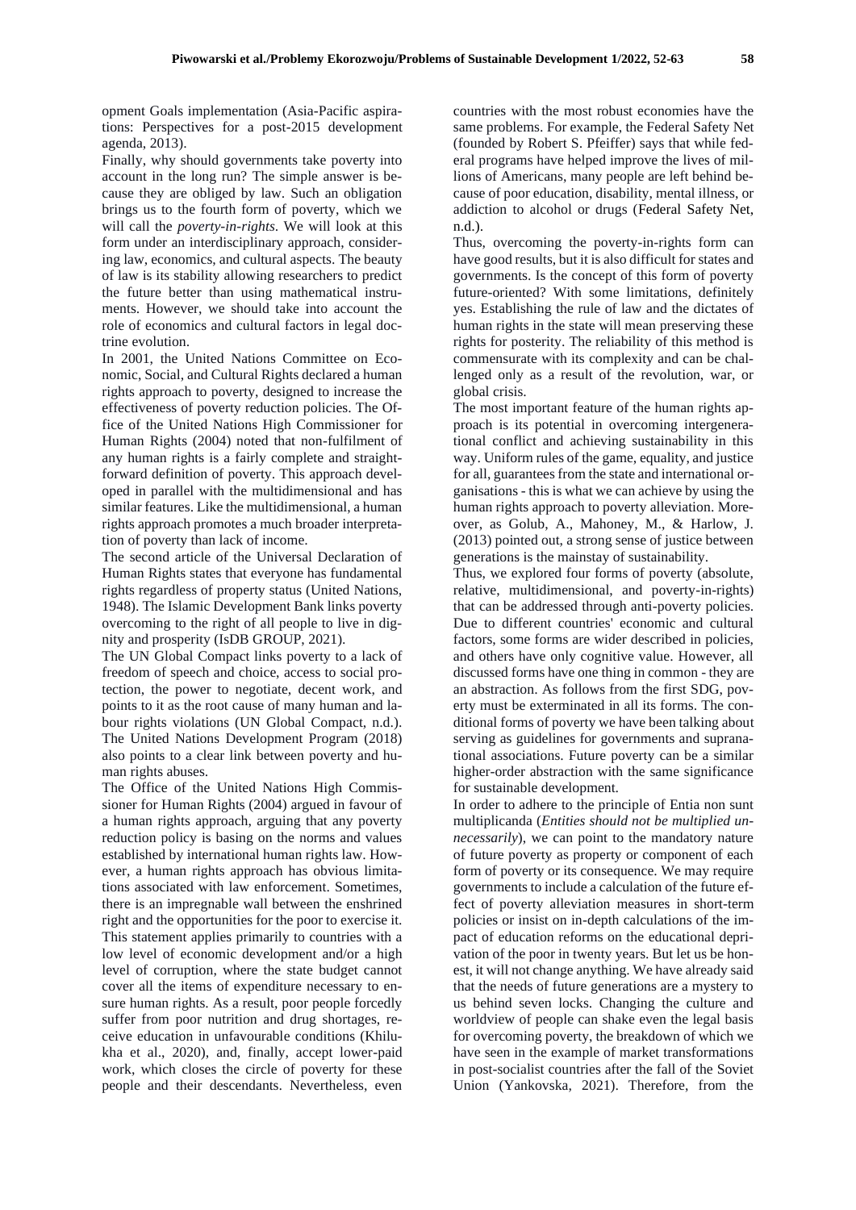opment Goals implementation (Asia-Pacific aspirations: Perspectives for a post-2015 development agenda, 2013).

Finally, why should governments take poverty into account in the long run? The simple answer is because they are obliged by law. Such an obligation brings us to the fourth form of poverty, which we will call the *poverty-in-rights*. We will look at this form under an interdisciplinary approach, considering law, economics, and cultural aspects. The beauty of law is its stability allowing researchers to predict the future better than using mathematical instruments. However, we should take into account the role of economics and cultural factors in legal doctrine evolution.

In 2001, the United Nations Committee on Economic, Social, and Cultural Rights declared a human rights approach to poverty, designed to increase the effectiveness of poverty reduction policies. The Office of the United Nations High Commissioner for Human Rights (2004) noted that non-fulfilment of any human rights is a fairly complete and straightforward definition of poverty. This approach developed in parallel with the multidimensional and has similar features. Like the multidimensional, a human rights approach promotes a much broader interpretation of poverty than lack of income.

The second article of the Universal Declaration of Human Rights states that everyone has fundamental rights regardless of property status (United Nations, 1948). The Islamic Development Bank links poverty overcoming to the right of all people to live in dignity and prosperity (IsDB GROUP, 2021).

The UN Global Compact links poverty to a lack of freedom of speech and choice, access to social protection, the power to negotiate, decent work, and points to it as the root cause of many human and labour rights violations (UN Global Compact, n.d.). The United Nations Development Program (2018) also points to a clear link between poverty and human rights abuses.

The Office of the United Nations High Commissioner for Human Rights (2004) argued in favour of a human rights approach, arguing that any poverty reduction policy is basing on the norms and values established by international human rights law. However, a human rights approach has obvious limitations associated with law enforcement. Sometimes, there is an impregnable wall between the enshrined right and the opportunities for the poor to exercise it. This statement applies primarily to countries with a low level of economic development and/or a high level of corruption, where the state budget cannot cover all the items of expenditure necessary to ensure human rights. As a result, poor people forcedly suffer from poor nutrition and drug shortages, receive education in unfavourable conditions (Khilukha et al., 2020), and, finally, accept lower-paid work, which closes the circle of poverty for these people and their descendants. Nevertheless, even countries with the most robust economies have the same problems. For example, the Federal Safety Net (founded by Robert S. Pfeiffer) says that while federal programs have helped improve the lives of millions of Americans, many people are left behind because of poor education, disability, mental illness, or addiction to alcohol or drugs (Federal Safety Net, n.d.).

Thus, overcoming the poverty-in-rights form can have good results, but it is also difficult for states and governments. Is the concept of this form of poverty future-oriented? With some limitations, definitely yes. Establishing the rule of law and the dictates of human rights in the state will mean preserving these rights for posterity. The reliability of this method is commensurate with its complexity and can be challenged only as a result of the revolution, war, or global crisis.

The most important feature of the human rights approach is its potential in overcoming intergenerational conflict and achieving sustainability in this way. Uniform rules of the game, equality, and justice for all, guarantees from the state and international organisations - this is what we can achieve by using the human rights approach to poverty alleviation. Moreover, as Golub, A., Mahoney, M., & Harlow, J. (2013) pointed out, a strong sense of justice between generations is the mainstay of sustainability.

Thus, we explored four forms of poverty (absolute, relative, multidimensional, and poverty-in-rights) that can be addressed through anti-poverty policies. Due to different countries' economic and cultural factors, some forms are wider described in policies, and others have only cognitive value. However, all discussed forms have one thing in common - they are an abstraction. As follows from the first SDG, poverty must be exterminated in all its forms. The conditional forms of poverty we have been talking about serving as guidelines for governments and supranational associations. Future poverty can be a similar higher-order abstraction with the same significance for sustainable development.

In order to adhere to the principle of Entia non sunt multiplicanda (*Entities should not be multiplied unnecessarily*), we can point to the mandatory nature of future poverty as property or component of each form of poverty or its consequence. We may require governments to include a calculation of the future effect of poverty alleviation measures in short-term policies or insist on in-depth calculations of the impact of education reforms on the educational deprivation of the poor in twenty years. But let us be honest, it will not change anything. We have already said that the needs of future generations are a mystery to us behind seven locks. Changing the culture and worldview of people can shake even the legal basis for overcoming poverty, the breakdown of which we have seen in the example of market transformations in post-socialist countries after the fall of the Soviet Union (Yankovska, 2021). Therefore, from the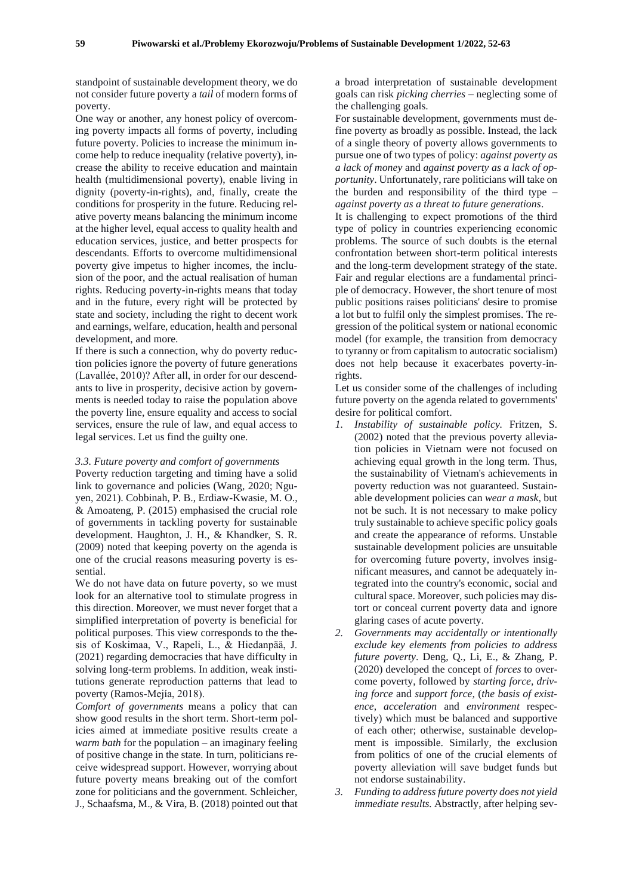standpoint of sustainable development theory, we do not consider future poverty a *tail* of modern forms of poverty.

One way or another, any honest policy of overcoming poverty impacts all forms of poverty, including future poverty. Policies to increase the minimum income help to reduce inequality (relative poverty), increase the ability to receive education and maintain health (multidimensional poverty), enable living in dignity (poverty-in-rights), and, finally, create the conditions for prosperity in the future. Reducing relative poverty means balancing the minimum income at the higher level, equal access to quality health and education services, justice, and better prospects for descendants. Efforts to overcome multidimensional poverty give impetus to higher incomes, the inclusion of the poor, and the actual realisation of human rights. Reducing poverty-in-rights means that today and in the future, every right will be protected by state and society, including the right to decent work and earnings, welfare, education, health and personal development, and more.

If there is such a connection, why do poverty reduction policies ignore the poverty of future generations (Lavallée, 2010)? After all, in order for our descendants to live in prosperity, decisive action by governments is needed today to raise the population above the poverty line, ensure equality and access to social services, ensure the rule of law, and equal access to legal services. Let us find the guilty one.

### 3.3. Future poverty and comfort of governments

Poverty reduction targeting and timing have a solid link to governance and policies (Wang, 2020; Nguyen, 2021). Cobbinah, P. B., Erdiaw-Kwasie, M. O., & Amoateng, P. (2015) emphasised the crucial role of governments in tackling poverty for sustainable development. Haughton, J. H., & Khandker, S. R. (2009) noted that keeping poverty on the agenda is one of the crucial reasons measuring poverty is essential.

We do not have data on future poverty, so we must look for an alternative tool to stimulate progress in this direction. Moreover, we must never forget that a simplified interpretation of poverty is beneficial for political purposes. This view corresponds to the thesis of Koskimaa, V., Rapeli, L., & Hiedanpää, J. (2021) regarding democracies that have difficulty in solving long-term problems. In addition, weak institutions generate reproduction patterns that lead to poverty (Ramos-Mejía, 2018).

*Comfort of governments* means a policy that can show good results in the short term. Short-term policies aimed at immediate positive results create a *warm bath* for the population – an imaginary feeling of positive change in the state. In turn, politicians receive widespread support. However, worrying about future poverty means breaking out of the comfort zone for politicians and the government. Schleicher, J., Schaafsma, M., & Vira, B. (2018) pointed out that a broad interpretation of sustainable development goals can risk *picking cherries* – neglecting some of the challenging goals.

For sustainable development, governments must define poverty as broadly as possible. Instead, the lack of a single theory of poverty allows governments to pursue one of two types of policy: *against poverty as a lack of money* and *against poverty as a lack of opportunity*. Unfortunately, rare politicians will take on the burden and responsibility of the third type – *against poverty as a threat to future generations*.

It is challenging to expect promotions of the third type of policy in countries experiencing economic problems. The source of such doubts is the eternal confrontation between short-term political interests and the long-term development strategy of the state. Fair and regular elections are a fundamental principle of democracy. However, the short tenure of most public positions raises politicians' desire to promise a lot but to fulfil only the simplest promises. The regression of the political system or national economic model (for example, the transition from democracy to tyranny or from capitalism to autocratic socialism) does not help because it exacerbates poverty-in-rights.

Let us consider some of the challenges of including future poverty on the agenda related to governments' desire for political comfort.

1. *Instability of sustainable policy.* Fritzen, S. (2002) noted that the previous poverty alleviation policies in Vietnam were not focused on achieving equal growth in the long term. Thus, the sustainability of Vietnam's achievements in poverty reduction was not guaranteed. Sustainable development policies can *wear a mask*, but not be such. It is not necessary to make policy truly sustainable to achieve specific policy goals and create the appearance of reforms. Unstable sustainable development policies are unsuitable for overcoming future poverty, involves insignificant measures, and cannot be adequately integrated into the country's economic, social and cultural space. Moreover, such policies may distort or conceal current poverty data and ignore glaring cases of acute poverty.
2. *Governments may accidentally or intentionally exclude key elements from policies to address future poverty*. Deng, Q., Li, E., & Zhang, P. (2020) developed the concept of *forces* to overcome poverty, followed by *starting force, driving force* and *support force*, (*the basis of existence, acceleration* and *environment* respectively) which must be balanced and supportive of each other; otherwise, sustainable development is impossible. Similarly, the exclusion from politics of one of the crucial elements of poverty alleviation will save budget funds but not endorse sustainability.
3. *Funding to address future poverty does not yield immediate results.* Abstractly, after helping sev-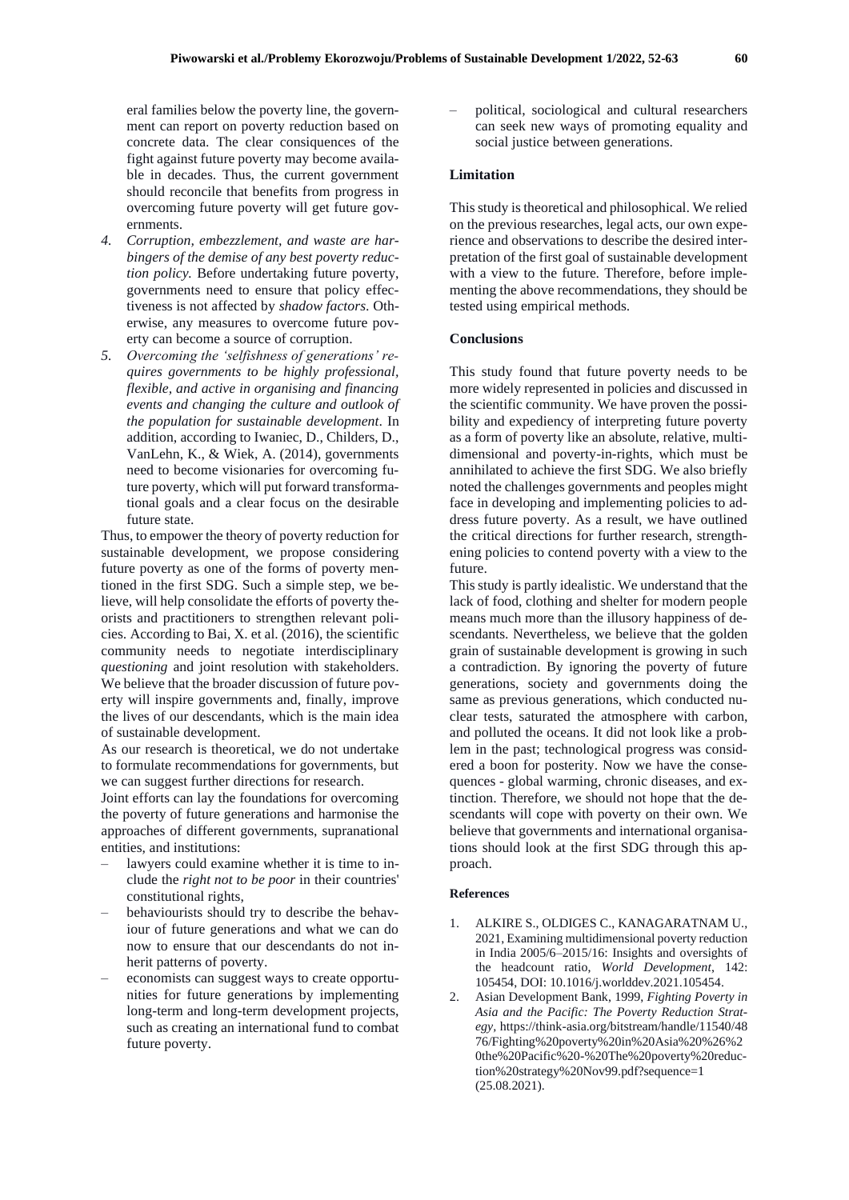eral families below the poverty line, the government can report on poverty reduction based on concrete data. The clear consiquences of the fight against future poverty may become available in decades. Thus, the current government should reconcile that benefits from progress in overcoming future poverty will get future governments.

4. *Corruption, embezzlement, and waste are harbingers of the demise of any best poverty reduction policy.* Before undertaking future poverty, governments need to ensure that policy effectiveness is not affected by *shadow factors*. Otherwise, any measures to overcome future poverty can become a source of corruption.
5. *Overcoming the 'selfishness of generations' requires governments to be highly professional, flexible, and active in organising and financing events and changing the culture and outlook of the population for sustainable development.* In addition, according to Iwaniec, D., Childers, D., VanLehn, K., & Wiek, A. (2014), governments need to become visionaries for overcoming future poverty, which will put forward transformational goals and a clear focus on the desirable future state.

Thus, to empower the theory of poverty reduction for sustainable development, we propose considering future poverty as one of the forms of poverty mentioned in the first SDG. Such a simple step, we believe, will help consolidate the efforts of poverty theorists and practitioners to strengthen relevant policies. According to Bai, X. et al. (2016), the scientific community needs to negotiate interdisciplinary *questioning* and joint resolution with stakeholders. We believe that the broader discussion of future poverty will inspire governments and, finally, improve the lives of our descendants, which is the main idea of sustainable development.

As our research is theoretical, we do not undertake to formulate recommendations for governments, but we can suggest further directions for research.

Joint efforts can lay the foundations for overcoming the poverty of future generations and harmonise the approaches of different governments, supranational entities, and institutions:

- lawyers could examine whether it is time to include the *right not to be poor* in their countries' constitutional rights,
- behaviourists should try to describe the behaviour of future generations and what we can do now to ensure that our descendants do not inherit patterns of poverty.
- economists can suggest ways to create opportunities for future generations by implementing long-term and long-term development projects, such as creating an international fund to combat future poverty.
- political, sociological and cultural researchers can seek new ways of promoting equality and social justice between generations.

## Limitation

This study is theoretical and philosophical. We relied on the previous researches, legal acts, our own experience and observations to describe the desired interpretation of the first goal of sustainable development with a view to the future. Therefore, before implementing the above recommendations, they should be tested using empirical methods.

## Conclusions

This study found that future poverty needs to be more widely represented in policies and discussed in the scientific community. We have proven the possibility and expediency of interpreting future poverty as a form of poverty like an absolute, relative, multidimensional and poverty-in-rights, which must be annihilated to achieve the first SDG. We also briefly noted the challenges governments and peoples might face in developing and implementing policies to address future poverty. As a result, we have outlined the critical directions for further research, strengthening policies to contend poverty with a view to the future.

This study is partly idealistic. We understand that the lack of food, clothing and shelter for modern people means much more than the illusory happiness of descendants. Nevertheless, we believe that the golden grain of sustainable development is growing in such a contradiction. By ignoring the poverty of future generations, society and governments doing the same as previous generations, which conducted nuclear tests, saturated the atmosphere with carbon, and polluted the oceans. It did not look like a problem in the past; technological progress was considered a boon for posterity. Now we have the consequences - global warming, chronic diseases, and extinction. Therefore, we should not hope that the descendants will cope with poverty on their own. We believe that governments and international organisations should look at the first SDG through this approach.

### References

1. ALKIRE S., OLDIGES C., KANAGARATNAM U., 2021, Examining multidimensional poverty reduction in India 2005/6–2015/16: Insights and oversights of the headcount ratio, *World Development*, 142: 105454, DOI: 10.1016/j.worlddev.2021.105454.
2. Asian Development Bank, 1999, *Fighting Poverty in Asia and the Pacific: The Poverty Reduction Strategy*, https://think-asia.org/bitstream/handle/11540/4876/Fighting%20poverty%20in%20Asia%20%26%20the%20Pacific%20-%20The%20poverty%20reduction%20strategy%20Nov99.pdf?sequence=1 (25.08.2021).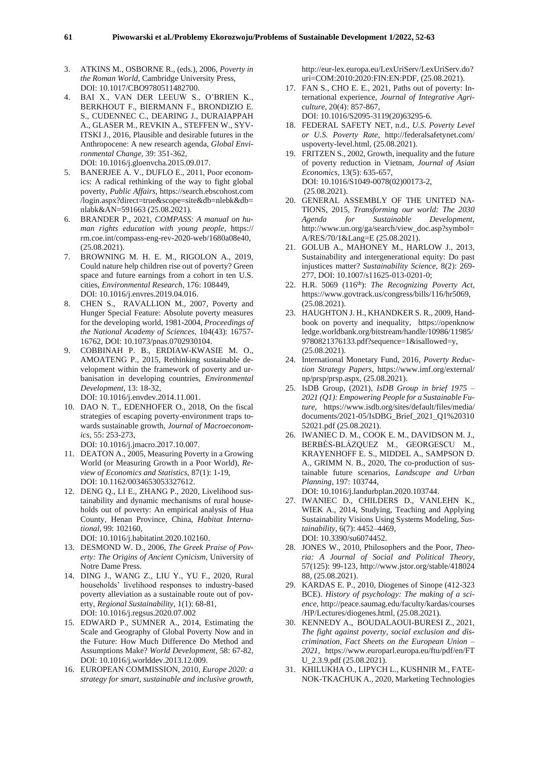3. ATKINS M., OSBORNE R., (eds.), 2006, *Poverty in the Roman World*, Cambridge University Press, DOI: 10.1017/CBO9780511482700.
4. BAI X., VAN DER LEEUW S., O'BRIEN K., BERKHOUT F., BIERMANN F., BRONDIZIO E. S., CUDENNEC C., DEARING J., DURAIAPPAH A., GLASER M., REVKIN A., STEFFEN W., SYVITSKI J., 2016, Plausible and desirable futures in the Anthropocene: A new research agenda, *Global Environmental Change*, 39: 351-362, DOI: 10.1016/j.gloenvcha.2015.09.017.
5. BANERJEE A. V., DUFLO E., 2011, Poor economics: A radical rethinking of the way to fight global poverty, *Public Affairs*, https://search.ebscohost.com/login.aspx?direct=true&scope=site&db=nlebk&db=nlabk&AN=591663 (25.08.2021).
6. BRANDER P., 2021, *COMPASS: A manual on human rights education with young people*, https://rm.coe.int/compass-eng-rev-2020-web/1680a08e40, (25.08.2021).
7. BROWNING M. H. E. M., RIGOLON A., 2019, Could nature help children rise out of poverty? Green space and future earnings from a cohort in ten U.S. cities, *Environmental Research*, 176: 108449, DOI: 10.1016/j.envres.2019.04.016.
8. CHEN S., RAVALLION M., 2007, Poverty and Hunger Special Feature: Absolute poverty measures for the developing world, 1981-2004, *Proceedings of the National Academy of Sciences*, 104(43): 16757-16762, DOI: 10.1073/pnas.0702930104.
9. COBBINAH P. B., ERDIAW-KWASIE M. O., AMOATENG P., 2015, Rethinking sustainable development within the framework of poverty and urbanisation in developing countries, *Environmental Development*, 13: 18-32, DOI: 10.1016/j.envdev.2014.11.001.
10. DAO N. T., EDENHOFER O., 2018, On the fiscal strategies of escaping poverty-environment traps towards sustainable growth, *Journal of Macroeconomics*, 55: 253-273, DOI: 10.1016/j.jmacro.2017.10.007.
11. DEATON A., 2005, Measuring Poverty in a Growing World (or Measuring Growth in a Poor World), *Review of Economics and Statistics*, 87(1): 1-19, DOI: 10.1162/0034653053327612.
12. DENG Q., LI E., ZHANG P., 2020, Livelihood sustainability and dynamic mechanisms of rural households out of poverty: An empirical analysis of Hua County, Henan Province, China, *Habitat International*, 99: 102160, DOI: 10.1016/j.habitatint.2020.102160.
13. DESMOND W. D., 2006, *The Greek Praise of Poverty: The Origins of Ancient Cynicism*, University of Notre Dame Press.
14. DING J., WANG Z., LIU Y., YU F., 2020, Rural households' livelihood responses to industry-based poverty alleviation as a sustainable route out of poverty, *Regional Sustainability*, 1(1): 68-81, DOI: 10.1016/j.regsus.2020.07.002
15. EDWARD P., SUMNER A., 2014, Estimating the Scale and Geography of Global Poverty Now and in the Future: How Much Difference Do Method and Assumptions Make? *World Development*, 58: 67-82, DOI: 10.1016/j.worlddev.2013.12.009.
16. EUROPEAN COMMISSION, 2010, *Europe 2020: a strategy for smart, sustainable and inclusive growth*, http://eur-lex.europa.eu/LexUriServ/LexUriServ.do?uri=COM:2010:2020:FIN:EN:PDF, (25.08.2021).
17. FAN S., CHO E. E., 2021, Paths out of poverty: International experience, *Journal of Integrative Agriculture*, 20(4): 857-867, DOI: 10.1016/S2095-3119(20)63295-6.
18. FEDERAL SAFETY NET, n.d., *U.S. Poverty Level or U.S. Poverty Rate*, http://federalsafetynet.com/uspoverty-level.html, (25.08.2021).
19. FRITZEN S., 2002, Growth, inequality and the future of poverty reduction in Vietnam, *Journal of Asian Economics*, 13(5): 635-657, DOI: 10.1016/S1049-0078(02)00173-2, (25.08.2021).
20. GENERAL ASSEMBLY OF THE UNITED NATIONS, 2015, *Transforming our world: The 2030 Agenda for Sustainable Development*, http://www.un.org/ga/search/view_doc.asp?symbol=A/RES/70/1&Lang=E (25.08.2021).
21. GOLUB A., MAHONEY M., HARLOW J., 2013, Sustainability and intergenerational equity: Do past injustices matter? *Sustainability Science*, 8(2): 269-277, DOI: 10.1007/s11625-013-0201-0;
22. H.R. 5069 (116th): *The Recognizing Poverty Act*, https://www.govtrack.us/congress/bills/116/hr5069, (25.08.2021).
23. HAUGHTON J. H., KHANDKER S. R., 2009, Handbook on poverty and inequality, https://openknowledge.worldbank.org/bitstream/handle/10986/11985/9780821376133.pdf?sequence=1&isallowed=y, (25.08.2021).
24. International Monetary Fund, 2016, *Poverty Reduction Strategy Papers*, https://www.imf.org/external/np/prsp/prsp.aspx, (25.08.2021).
25. IsDB Group, (2021), *IsDB Group in brief 1975 – 2021 (Q1): Empowering People for a Sustainable Future*, https://www.isdb.org/sites/default/files/media/documents/2021-05/IsDBG_Brief_2021_Q1%2031052021.pdf (25.08.2021).
26. IWANIEC D. M., COOK E. M., DAVIDSON M. J., BERBÉS-BLÁZQUEZ M., GEORGESCU M., KRAYENHOFF E. S., MIDDEL A., SAMPSON D. A., GRIMM N. B., 2020, The co-production of sustainable future scenarios, *Landscape and Urban Planning*, 197: 103744, DOI: 10.1016/j.landurbplan.2020.103744.
27. IWANIEC D., CHILDERS D., VANLEHN K., WIEK A., 2014, Studying, Teaching and Applying Sustainability Visions Using Systems Modeling, *Sustainability*, 6(7): 4452–4469, DOI: 10.3390/su6074452.
28. JONES W., 2010, Philosophers and the Poor, *Theoria: A Journal of Social and Political Theory*, 57(125): 99-123, http://www.jstor.org/stable/41802488, (25.08.2021).
29. KARDAS E. P., 2010, Diogenes of Sinope (412-323 BCE). *History of psychology: The making of a science*, http://peace.saumag.edu/faculty/kardas/courses/HP/Lectures/diogenes.html, (25.08.2021).
30. KENNEDY A., BOUDALAOUI-BURESI Z., 2021, *The fight against poverty, social exclusion and discrimination, Fact Sheets on the European Union – 2021*, https://www.europarl.europa.eu/ftu/pdf/en/FTU_2.3.9.pdf (25.08.2021).
31. KHILUKHA O., LIPYCH L., KUSHNIR M., FATENOK-TKACHUK A., 2020, Marketing Technologies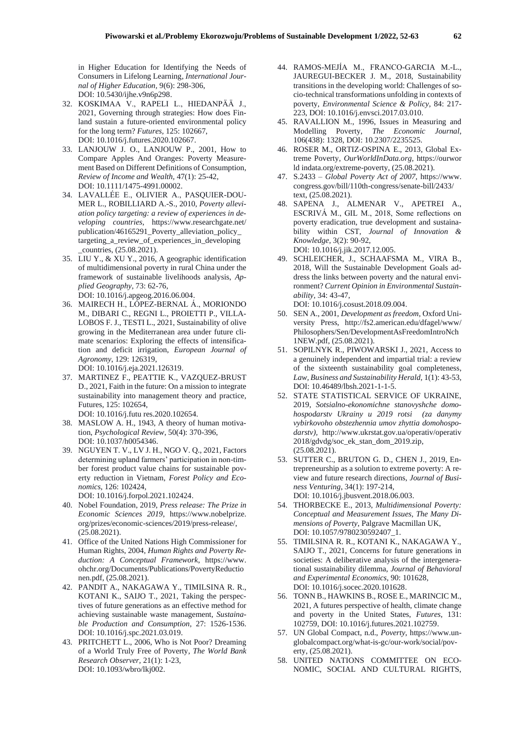in Higher Education for Identifying the Needs of Consumers in Lifelong Learning, *International Journal of Higher Education,* 9(6): 298-306, DOI: 10.5430/ijhe.v9n6p298.

32. KOSKIMAA V., RAPELI L., HIEDANPÄÄ J., 2021, Governing through strategies: How does Finland sustain a future-oriented environmental policy for the long term? *Futures,* 125: 102667, DOI: 10.1016/j.futures.2020.102667.
33. LANJOUW J. O., LANJOUW P., 2001, How to Compare Apples And Oranges: Poverty Measurement Based on Different Definitions of Consumption, *Review of Income and Wealth,* 47(1): 25-42, DOI: 10.1111/1475-4991.00002.
34. LAVALLÉE E., OLIVIER A., PASQUIER-DOUMER L., ROBILLIARD A.-S., 2010, *Poverty alleviation policy targeting: a review of experiences in developing countries,* https://www.researchgate.net/publication/46165291_Poverty_alleviation_policy_targeting_a_review_of_experiences_in_developing_countries, (25.08.2021).
35. LIU Y., & XU Y., 2016, A geographic identification of multidimensional poverty in rural China under the framework of sustainable livelihoods analysis, *Applied Geography,* 73: 62-76, DOI: 10.1016/j.apgeog.2016.06.004.
36. MAIRECH H., LÓPEZ-BERNAL Á., MORIONDO M., DIBARI C., REGNI L., PROIETTI P., VILLALOBOS F. J., TESTI L., 2021, Sustainability of olive growing in the Mediterranean area under future climate scenarios: Exploring the effects of intensification and deficit irrigation, *European Journal of Agronomy,* 129: 126319, DOI: 10.1016/j.eja.2021.126319.
37. MARTINEZ F., PEATTIE K., VAZQUEZ-BRUST D., 2021, Faith in the future: On a mission to integrate sustainability into management theory and practice, Futures, 125: 102654, DOI: 10.1016/j.futu res.2020.102654.
38. MASLOW A. H., 1943, A theory of human motivation, *Psychological Review,* 50(4): 370-396, DOI: 10.1037/h0054346.
39. NGUYEN T. V., LV J. H., NGO V. Q., 2021, Factors determining upland farmers' participation in non-timber forest product value chains for sustainable poverty reduction in Vietnam, *Forest Policy and Economics,* 126: 102424, DOI: 10.1016/j.forpol.2021.102424.
40. Nobel Foundation, 2019, *Press release: The Prize in Economic Sciences 2019,* https://www.nobelprize.org/prizes/economic-sciences/2019/press-release/, (25.08.2021).
41. Office of the United Nations High Commissioner for Human Rights, 2004, *Human Rights and Poverty Reduction: A Conceptual Framework,* https://www.ohchr.org/Documents/Publications/PovertyReductionen.pdf, (25.08.2021).
42. PANDIT A., NAKAGAWA Y., TIMILSINA R. R., KOTANI K., SAIJO T., 2021, Taking the perspectives of future generations as an effective method for achieving sustainable waste management, *Sustainable Production and Consumption,* 27: 1526-1536. DOI: 10.1016/j.spc.2021.03.019.
43. PRITCHETT L., 2006, Who is Not Poor? Dreaming of a World Truly Free of Poverty, *The World Bank Research Observer,* 21(1): 1-23, DOI: 10.1093/wbro/lkj002.
44. RAMOS-MEJÍA M., FRANCO-GARCIA M.-L., JAUREGUI-BECKER J. M., 2018, Sustainability transitions in the developing world: Challenges of socio-technical transformations unfolding in contexts of poverty, *Environmental Science & Policy,* 84: 217-223, DOI: 10.1016/j.envsci.2017.03.010.
45. RAVALLION M., 1996, Issues in Measuring and Modelling Poverty, *The Economic Journal,* 106(438): 1328, DOI: 10.2307/2235525.
46. ROSER M., ORTIZ-OSPINA E., 2013, Global Extreme Poverty, *OurWorldInData.org,* https://ourworld indata.org/extreme-poverty, (25.08.2021).
47. S.2433 – *Global Poverty Act of 2007,* https://www.congress.gov/bill/110th-congress/senate-bill/2433/text, (25.08.2021).
48. SAPENA J., ALMENAR V., APETREI A., ESCRIVÁ M., GIL M., 2018, Some reflections on poverty eradication, true development and sustainability within CST, *Journal of Innovation & Knowledge,* 3(2): 90-92, DOI: 10.1016/j.jik.2017.12.005.
49. SCHLEICHER, J., SCHAAFSMA M., VIRA B., 2018, Will the Sustainable Development Goals address the links between poverty and the natural environment? *Current Opinion in Environmental Sustainability,* 34: 43-47, DOI: 10.1016/j.cosust.2018.09.004.
50. SEN A., 2001, *Development as freedom,* Oxford University Press, http://fs2.american.edu/dfagel/www/Philosophers/Sen/DevelopmentAsFreedomIntroNch1NEW.pdf, (25.08.2021).
51. SOPILNYK R., PIWOWARSKI J., 2021, Access to a genuinely independent and impartial trial: a review of the sixteenth sustainability goal completeness, *Law, Business and Sustainability Herald,* 1(1): 43-53, DOI: 10.46489/lbsh.2021-1-1-5.
52. STATE STATISTICAL SERVICE OF UKRAINE, 2019, *Sotsialno-ekonomichne stanovyshche domohospodarstv Ukrainy u 2019 rotsi (za danymy vybirkovoho obstezhennia umov zhyttia domohospodarstv),* http://www.ukrstat.gov.ua/operativ/operativ2018/gdvdg/soc_ek_stan_dom_2019.zip, (25.08.2021).
53. SUTTER C., BRUTON G. D., CHEN J., 2019, Entrepreneurship as a solution to extreme poverty: A review and future research directions, *Journal of Business Venturing,* 34(1): 197-214, DOI: 10.1016/j.jbusvent.2018.06.003.
54. THORBECKE E., 2013, *Multidimensional Poverty: Conceptual and Measurement Issues, The Many Dimensions of Poverty,* Palgrave Macmillan UK, DOI: 10.1057/9780230592407_1.
55. TIMILSINA R. R., KOTANI K., NAKAGAWA Y., SAIJO T., 2021, Concerns for future generations in societies: A deliberative analysis of the intergenerational sustainability dilemma, *Journal of Behavioral and Experimental Economics,* 90: 101628, DOI: 10.1016/j.socec.2020.101628.
56. TONN B., HAWKINS B., ROSE E., MARINCIC M., 2021, A futures perspective of health, climate change and poverty in the United States, *Futures,* 131: 102759, DOI: 10.1016/j.futures.2021.102759.
57. UN Global Compact, n.d., *Poverty,* https://www.unglobalcompact.org/what-is-gc/our-work/social/poverty, (25.08.2021).
58. UNITED NATIONS COMMITTEE ON ECONOMIC, SOCIAL AND CULTURAL RIGHTS,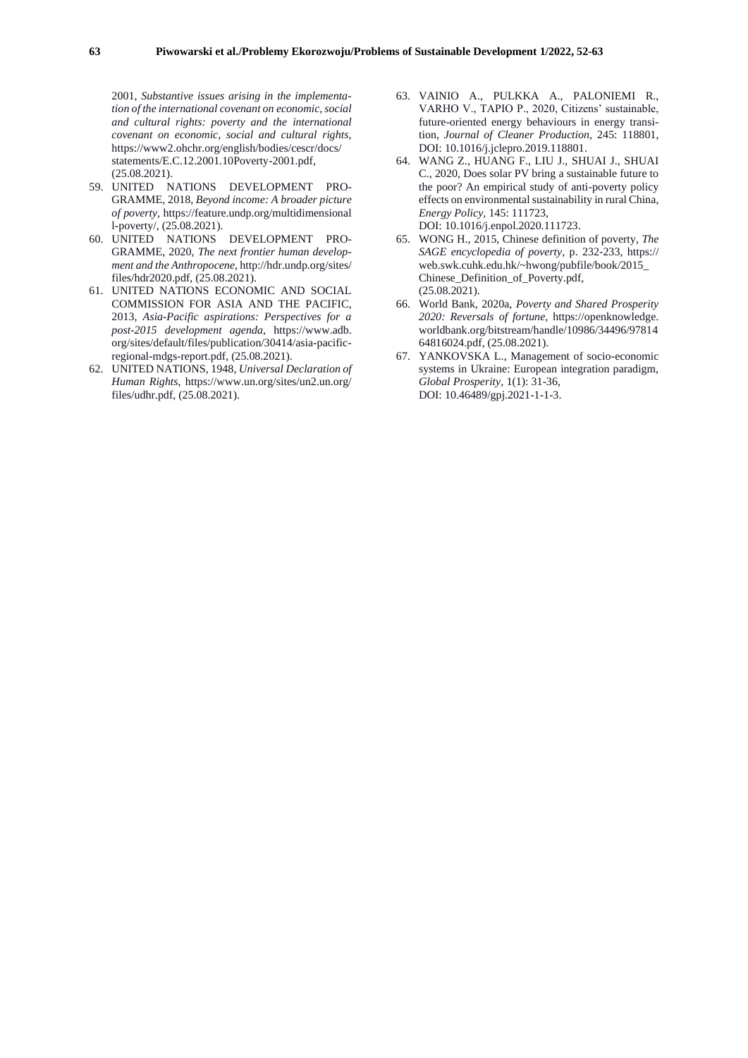2001, *Substantive issues arising in the implementation of the international covenant on economic, social and cultural rights: poverty and the international covenant on economic, social and cultural rights*, https://www2.ohchr.org/english/bodies/cescr/docs/statements/E.C.12.2001.10Poverty-2001.pdf, (25.08.2021).

59. UNITED NATIONS DEVELOPMENT PROGRAMME, 2018, *Beyond income: A broader picture of poverty*, https://feature.undp.org/multidimensionall-poverty/, (25.08.2021).
60. UNITED NATIONS DEVELOPMENT PROGRAMME, 2020, *The next frontier human development and the Anthropocene*, http://hdr.undp.org/sites/files/hdr2020.pdf, (25.08.2021).
61. UNITED NATIONS ECONOMIC AND SOCIAL COMMISSION FOR ASIA AND THE PACIFIC, 2013, *Asia-Pacific aspirations: Perspectives for a post-2015 development agenda*, https://www.adb.org/sites/default/files/publication/30414/asia-pacific-regional-mdgs-report.pdf, (25.08.2021).
62. UNITED NATIONS, 1948, *Universal Declaration of Human Rights*, https://www.un.org/sites/un2.un.org/files/udhr.pdf, (25.08.2021).
63. VAINIO A., PULKKA A., PALONIEMI R., VARHO V., TAPIO P., 2020, Citizens' sustainable, future-oriented energy behaviours in energy transition, *Journal of Cleaner Production*, 245: 118801, DOI: 10.1016/j.jclepro.2019.118801.
64. WANG Z., HUANG F., LIU J., SHUAI J., SHUAI C., 2020, Does solar PV bring a sustainable future to the poor? An empirical study of anti-poverty policy effects on environmental sustainability in rural China, *Energy Policy*, 145: 111723, DOI: 10.1016/j.enpol.2020.111723.
65. WONG H., 2015, Chinese definition of poverty, *The SAGE encyclopedia of poverty*, p. 232-233, https://web.swk.cuhk.edu.hk/~hwong/pubfile/book/2015_Chinese_Definition_of_Poverty.pdf, (25.08.2021).
66. World Bank, 2020a, *Poverty and Shared Prosperity 2020: Reversals of fortune*, https://openknowledge.worldbank.org/bitstream/handle/10986/34496/9781464816024.pdf, (25.08.2021).
67. YANKOVSKA L., Management of socio-economic systems in Ukraine: European integration paradigm, *Global Prosperity*, 1(1): 31-36, DOI: 10.46489/gpj.2021-1-1-3.